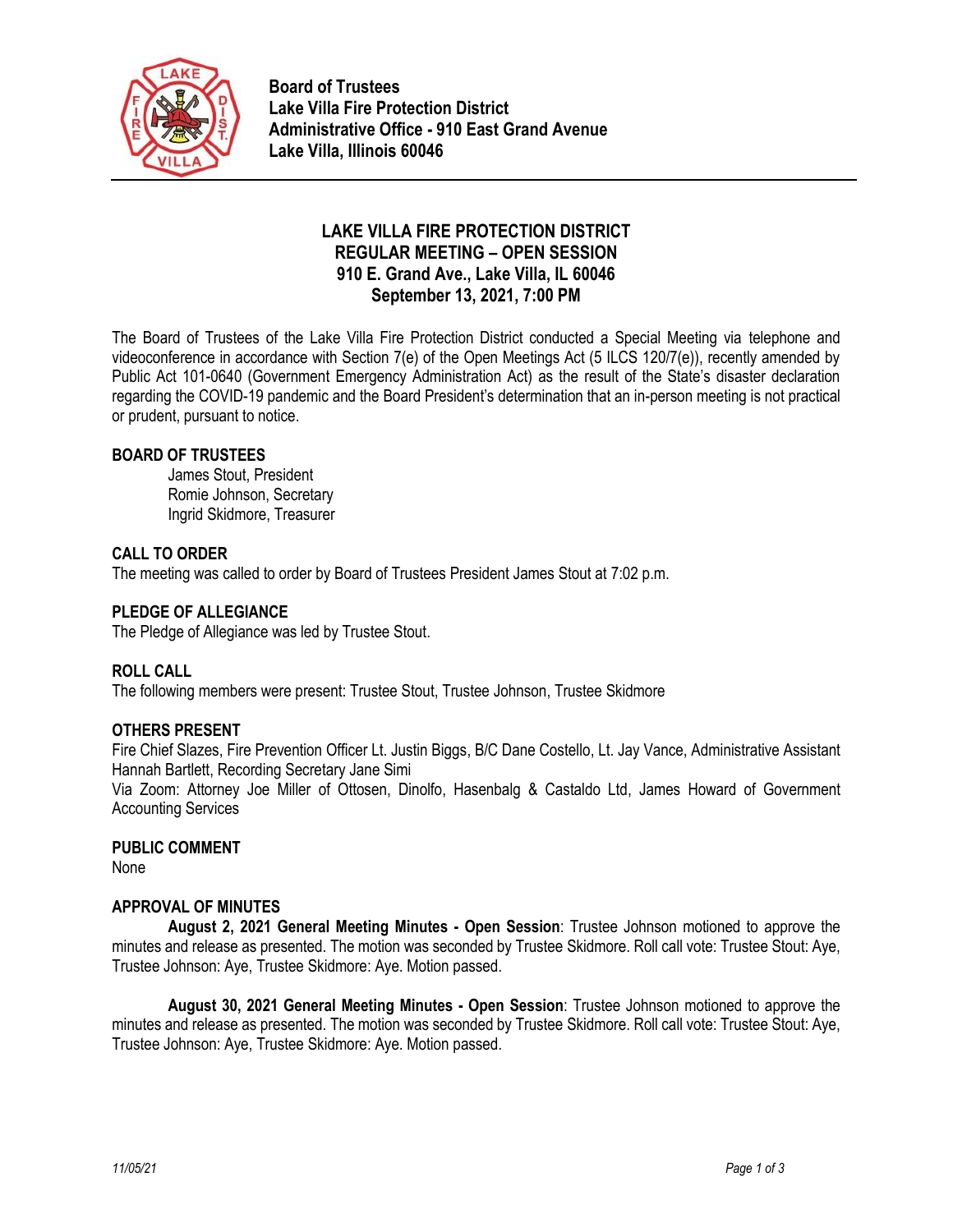**Board of Trustees**
**Lake Villa Fire Protection District**
**Administrative Office - 910 East Grand Avenue**
**Lake Villa, Illinois 60046**

# LAKE VILLA FIRE PROTECTION DISTRICT
## REGULAR MEETING – OPEN SESSION
## 910 E. Grand Ave., Lake Villa, IL 60046
## September 13, 2021, 7:00 PM

The Board of Trustees of the Lake Villa Fire Protection District conducted a Special Meeting via telephone and videoconference in accordance with Section 7(e) of the Open Meetings Act (5 ILCS 120/7(e)), recently amended by Public Act 101-0640 (Government Emergency Administration Act) as the result of the State's disaster declaration regarding the COVID-19 pandemic and the Board President's determination that an in-person meeting is not practical or prudent, pursuant to notice.

### BOARD OF TRUSTEES

James Stout, President
Romie Johnson, Secretary
Ingrid Skidmore, Treasurer

### CALL TO ORDER

The meeting was called to order by Board of Trustees President James Stout at 7:02 p.m.

### PLEDGE OF ALLEGIANCE

The Pledge of Allegiance was led by Trustee Stout.

### ROLL CALL

The following members were present: Trustee Stout, Trustee Johnson, Trustee Skidmore

### OTHERS PRESENT

Fire Chief Slazes, Fire Prevention Officer Lt. Justin Biggs, B/C Dane Costello, Lt. Jay Vance, Administrative Assistant Hannah Bartlett, Recording Secretary Jane Simi
Via Zoom: Attorney Joe Miller of Ottosen, Dinolfo, Hasenbalg & Castaldo Ltd, James Howard of Government Accounting Services

### PUBLIC COMMENT

None

### APPROVAL OF MINUTES

**August 2, 2021 General Meeting Minutes - Open Session**: Trustee Johnson motioned to approve the minutes and release as presented. The motion was seconded by Trustee Skidmore. Roll call vote: Trustee Stout: Aye, Trustee Johnson: Aye, Trustee Skidmore: Aye. Motion passed.

**August 30, 2021 General Meeting Minutes - Open Session**: Trustee Johnson motioned to approve the minutes and release as presented. The motion was seconded by Trustee Skidmore. Roll call vote: Trustee Stout: Aye, Trustee Johnson: Aye, Trustee Skidmore: Aye. Motion passed.

*11/05/21*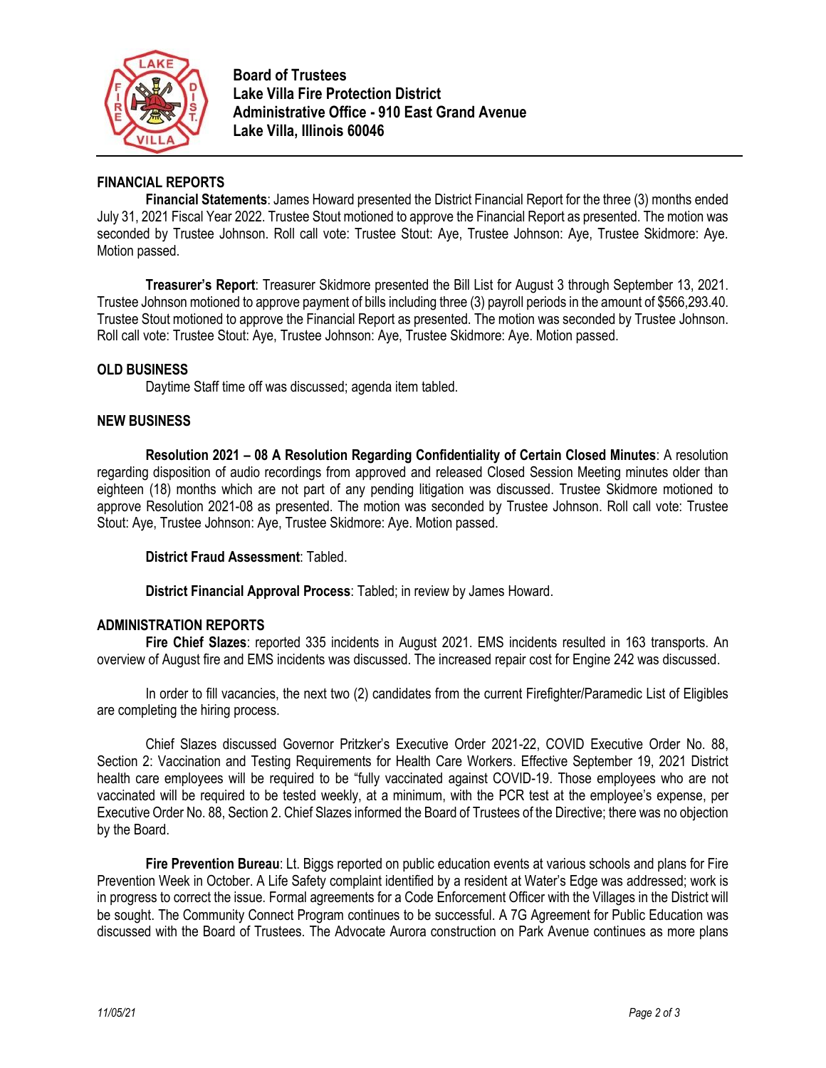**Board of Trustees**
**Lake Villa Fire Protection District**
**Administrative Office - 910 East Grand Avenue**
**Lake Villa, Illinois 60046**

## FINANCIAL REPORTS

**Financial Statements**: James Howard presented the District Financial Report for the three (3) months ended July 31, 2021 Fiscal Year 2022. Trustee Stout motioned to approve the Financial Report as presented. The motion was seconded by Trustee Johnson. Roll call vote: Trustee Stout: Aye, Trustee Johnson: Aye, Trustee Skidmore: Aye. Motion passed.

**Treasurer's Report**: Treasurer Skidmore presented the Bill List for August 3 through September 13, 2021. Trustee Johnson motioned to approve payment of bills including three (3) payroll periods in the amount of $566,293.40. Trustee Stout motioned to approve the Financial Report as presented. The motion was seconded by Trustee Johnson. Roll call vote: Trustee Stout: Aye, Trustee Johnson: Aye, Trustee Skidmore: Aye. Motion passed.

## OLD BUSINESS

Daytime Staff time off was discussed; agenda item tabled.

## NEW BUSINESS

**Resolution 2021 – 08 A Resolution Regarding Confidentiality of Certain Closed Minutes**: A resolution regarding disposition of audio recordings from approved and released Closed Session Meeting minutes older than eighteen (18) months which are not part of any pending litigation was discussed. Trustee Skidmore motioned to approve Resolution 2021-08 as presented. The motion was seconded by Trustee Johnson. Roll call vote: Trustee Stout: Aye, Trustee Johnson: Aye, Trustee Skidmore: Aye. Motion passed.

**District Fraud Assessment**: Tabled.

**District Financial Approval Process**: Tabled; in review by James Howard.

## ADMINISTRATION REPORTS

**Fire Chief Slazes**: reported 335 incidents in August 2021. EMS incidents resulted in 163 transports. An overview of August fire and EMS incidents was discussed. The increased repair cost for Engine 242 was discussed.

In order to fill vacancies, the next two (2) candidates from the current Firefighter/Paramedic List of Eligibles are completing the hiring process.

Chief Slazes discussed Governor Pritzker's Executive Order 2021-22, COVID Executive Order No. 88, Section 2: Vaccination and Testing Requirements for Health Care Workers. Effective September 19, 2021 District health care employees will be required to be "fully vaccinated against COVID-19. Those employees who are not vaccinated will be required to be tested weekly, at a minimum, with the PCR test at the employee's expense, per Executive Order No. 88, Section 2. Chief Slazes informed the Board of Trustees of the Directive; there was no objection by the Board.

**Fire Prevention Bureau**: Lt. Biggs reported on public education events at various schools and plans for Fire Prevention Week in October. A Life Safety complaint identified by a resident at Water's Edge was addressed; work is in progress to correct the issue. Formal agreements for a Code Enforcement Officer with the Villages in the District will be sought. The Community Connect Program continues to be successful. A 7G Agreement for Public Education was discussed with the Board of Trustees. The Advocate Aurora construction on Park Avenue continues as more plans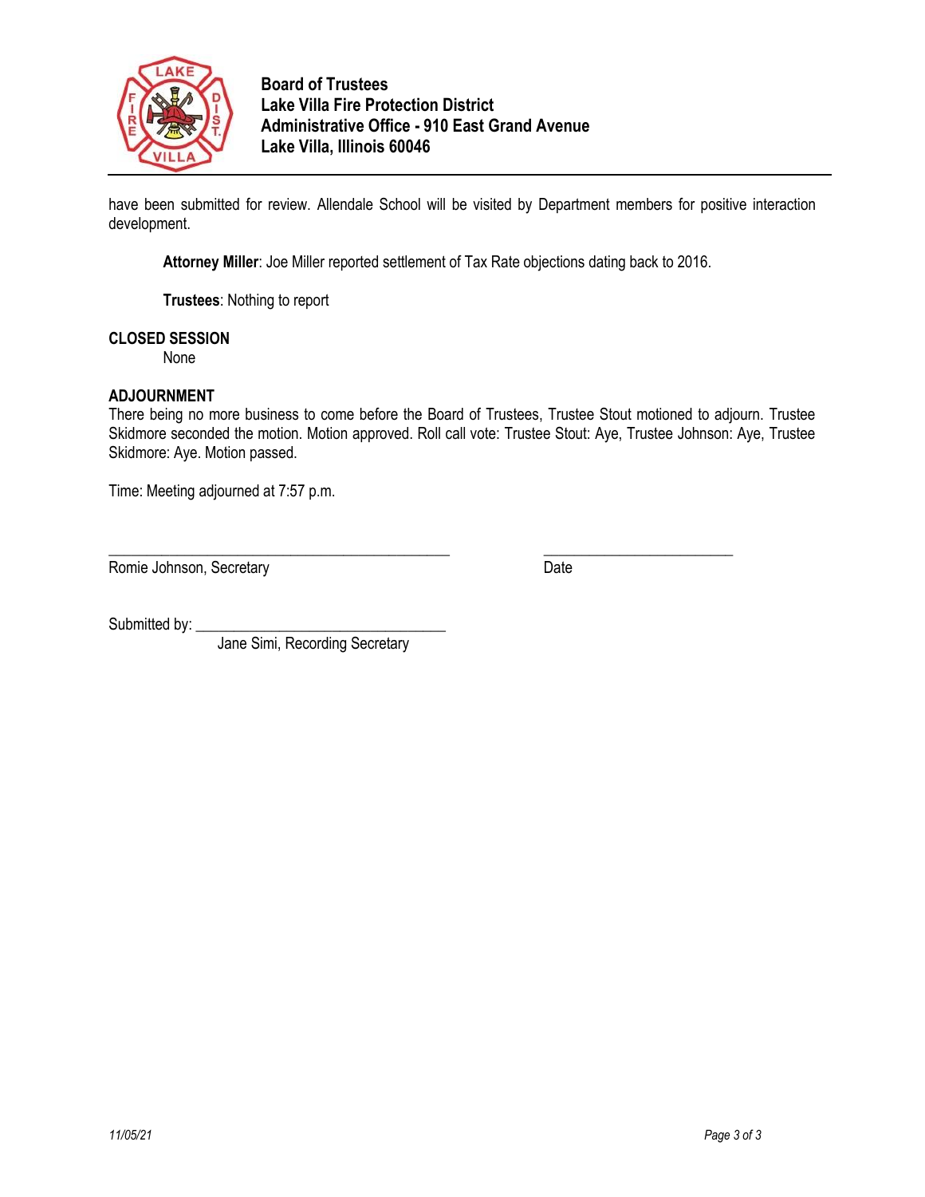have been submitted for review. Allendale School will be visited by Department members for positive interaction development.

**Attorney Miller**: Joe Miller reported settlement of Tax Rate objections dating back to 2016.

**Trustees**: Nothing to report

**CLOSED SESSION**

None

**ADJOURNMENT**

There being no more business to come before the Board of Trustees, Trustee Stout motioned to adjourn. Trustee Skidmore seconded the motion. Motion approved. Roll call vote: Trustee Stout: Aye, Trustee Johnson: Aye, Trustee Skidmore: Aye. Motion passed.

Time: Meeting adjourned at 7:57 p.m.

_____________________________________________ _________________________

Romie Johnson, Secretary Date

Submitted by: _________________________________

Jane Simi, Recording Secretary